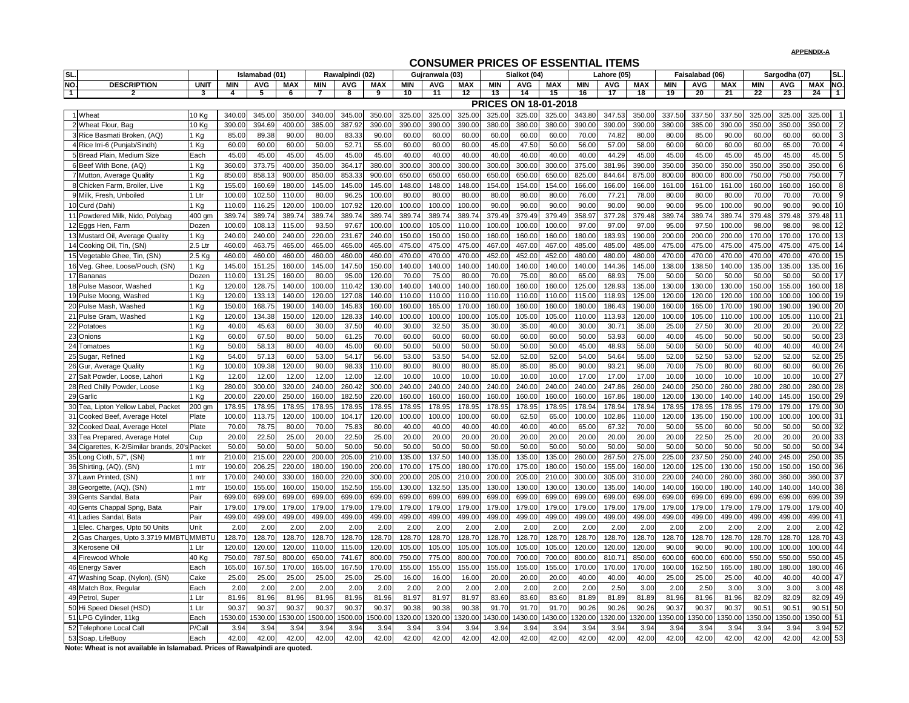**APPENDIX-A**

# CONSUMER PRICES OF ESSENTIAL ITEMS

| SL. NO. | DESCRIPTION | UNIT | Islamabad (01) | | | Rawalpindi (02) | | | Gujranwala (03) | | | Sialkot (04) | | | Lahore (05) | | | Faisalabad (06) | | | Sargodha (07) | | | SL. NO. |
|---|---|---|---|---|---|---|---|---|---|---|---|---|---|---|---|---|---|---|---|---|---|---|---|---|
| | | | MIN | AVG | MAX | MIN | AVG | MAX | MIN | AVG | MAX | MIN | AVG | MAX | MIN | AVG | MAX | MIN | AVG | MAX | MIN | AVG | MAX | |
| 1 | 2 | 3 | 4 | 5 | 6 | 7 | 8 | 9 | 10 | 11 | 12 | 13 | 14 | 15 | 16 | 17 | 18 | 19 | 20 | 21 | 22 | 23 | 24 | 1 |
| | **PRICES ON 18-01-2018** | | | | | | | | | | | | | | | | | | | | | | | |
| 1 | Wheat | 10 Kg | 340.00 | 345.00 | 350.00 | 340.00 | 345.00 | 350.00 | 325.00 | 325.00 | 325.00 | 325.00 | 325.00 | 325.00 | 343.80 | 347.53 | 350.00 | 337.50 | 337.50 | 337.50 | 325.00 | 325.00 | 325.00 | 1 |
| 2 | Wheat Flour, Bag | 10 Kg | 390.00 | 394.69 | 400.00 | 385.00 | 387.92 | 390.00 | 390.00 | 390.00 | 390.00 | 380.00 | 380.00 | 380.00 | 390.00 | 390.00 | 390.00 | 380.00 | 385.00 | 390.00 | 350.00 | 350.00 | 350.00 | 2 |
| 3 | Rice Basmati Broken, (AQ) | 1 Kg | 85.00 | 89.38 | 90.00 | 80.00 | 83.33 | 90.00 | 60.00 | 60.00 | 60.00 | 60.00 | 60.00 | 60.00 | 70.00 | 74.82 | 80.00 | 80.00 | 85.00 | 90.00 | 60.00 | 60.00 | 60.00 | 3 |
| 4 | Rice Irri-6 (Punjab/Sindh) | 1 Kg | 60.00 | 60.00 | 60.00 | 50.00 | 52.71 | 55.00 | 60.00 | 60.00 | 60.00 | 45.00 | 47.50 | 50.00 | 56.00 | 57.00 | 58.00 | 60.00 | 60.00 | 60.00 | 60.00 | 65.00 | 70.00 | 4 |
| 5 | Bread Plain, Medium Size | Each | 45.00 | 45.00 | 45.00 | 45.00 | 45.00 | 45.00 | 40.00 | 40.00 | 40.00 | 40.00 | 40.00 | 40.00 | 40.00 | 44.29 | 45.00 | 45.00 | 45.00 | 45.00 | 45.00 | 45.00 | 45.00 | 5 |
| 6 | Beef With Bone, (AQ) | 1 Kg | 360.00 | 373.75 | 400.00 | 350.00 | 364.17 | 380.00 | 300.00 | 300.00 | 300.00 | 300.00 | 300.00 | 300.00 | 375.00 | 381.96 | 390.00 | 350.00 | 350.00 | 350.00 | 350.00 | 350.00 | 350.00 | 6 |
| 7 | Mutton, Average Quality | 1 Kg | 850.00 | 858.13 | 900.00 | 850.00 | 853.33 | 900.00 | 650.00 | 650.00 | 650.00 | 650.00 | 650.00 | 650.00 | 825.00 | 844.64 | 875.00 | 800.00 | 800.00 | 800.00 | 750.00 | 750.00 | 750.00 | 7 |
| 8 | Chicken Farm, Broiler, Live | 1 Kg | 155.00 | 160.69 | 180.00 | 145.00 | 145.00 | 145.00 | 148.00 | 148.00 | 148.00 | 154.00 | 154.00 | 154.00 | 166.00 | 166.00 | 166.00 | 161.00 | 161.00 | 161.00 | 160.00 | 160.00 | 160.00 | 8 |
| 9 | Milk, Fresh, Unboiled | 1 Ltr | 100.00 | 102.50 | 110.00 | 80.00 | 96.25 | 100.00 | 80.00 | 80.00 | 80.00 | 80.00 | 80.00 | 80.00 | 76.00 | 77.21 | 78.00 | 80.00 | 80.00 | 80.00 | 70.00 | 70.00 | 70.00 | 9 |
| 10 | Curd (Dahi) | 1 Kg | 110.00 | 116.25 | 120.00 | 100.00 | 107.92 | 120.00 | 100.00 | 100.00 | 100.00 | 90.00 | 90.00 | 90.00 | 90.00 | 90.00 | 90.00 | 90.00 | 95.00 | 100.00 | 90.00 | 90.00 | 90.00 | 10 |
| 11 | Powdered Milk, Nido, Polybag | 400 gm | 389.74 | 389.74 | 389.74 | 389.74 | 389.74 | 389.74 | 389.74 | 389.74 | 389.74 | 379.49 | 379.49 | 379.49 | 358.97 | 377.28 | 379.48 | 389.74 | 389.74 | 389.74 | 379.48 | 379.48 | 379.48 | 11 |
| 12 | Eggs Hen, Farm | Dozen | 100.00 | 108.13 | 115.00 | 93.50 | 97.67 | 100.00 | 100.00 | 105.00 | 110.00 | 100.00 | 100.00 | 100.00 | 97.00 | 97.00 | 97.00 | 95.00 | 97.50 | 100.00 | 98.00 | 98.00 | 98.00 | 12 |
| 13 | Mustard Oil, Average Quality | 1 Kg | 240.00 | 240.00 | 240.00 | 220.00 | 231.67 | 240.00 | 150.00 | 150.00 | 150.00 | 160.00 | 160.00 | 160.00 | 180.00 | 183.93 | 190.00 | 200.00 | 200.00 | 200.00 | 170.00 | 170.00 | 170.00 | 13 |
| 14 | Cooking Oil, Tin, (SN) | 2.5 Ltr | 460.00 | 463.75 | 465.00 | 465.00 | 465.00 | 465.00 | 475.00 | 475.00 | 475.00 | 467.00 | 467.00 | 467.00 | 485.00 | 485.00 | 485.00 | 475.00 | 475.00 | 475.00 | 475.00 | 475.00 | 475.00 | 14 |
| 15 | Vegetable Ghee, Tin, (SN) | 2.5 Kg | 460.00 | 460.00 | 460.00 | 460.00 | 460.00 | 460.00 | 470.00 | 470.00 | 470.00 | 452.00 | 452.00 | 452.00 | 480.00 | 480.00 | 480.00 | 470.00 | 470.00 | 470.00 | 470.00 | 470.00 | 470.00 | 15 |
| 16 | Veg. Ghee, Loose/Pouch, (SN) | 1 Kg | 145.00 | 151.25 | 160.00 | 145.00 | 147.50 | 150.00 | 140.00 | 140.00 | 140.00 | 140.00 | 140.00 | 140.00 | 140.00 | 144.36 | 145.00 | 138.00 | 138.50 | 140.00 | 135.00 | 135.00 | 135.00 | 16 |
| 17 | Bananas | Dozen | 110.00 | 131.25 | 160.00 | 80.00 | 95.00 | 120.00 | 70.00 | 75.00 | 80.00 | 70.00 | 75.00 | 80.00 | 65.00 | 68.93 | 75.00 | 50.00 | 50.00 | 50.00 | 50.00 | 50.00 | 50.00 | 17 |
| 18 | Pulse Masoor, Washed | 1 Kg | 120.00 | 128.75 | 140.00 | 100.00 | 110.42 | 130.00 | 140.00 | 140.00 | 140.00 | 160.00 | 160.00 | 160.00 | 125.00 | 128.93 | 135.00 | 130.00 | 130.00 | 130.00 | 150.00 | 155.00 | 160.00 | 18 |
| 19 | Pulse Moong, Washed | 1 Kg | 120.00 | 133.13 | 140.00 | 120.00 | 127.08 | 140.00 | 110.00 | 110.00 | 110.00 | 110.00 | 110.00 | 110.00 | 115.00 | 118.93 | 125.00 | 120.00 | 120.00 | 120.00 | 100.00 | 100.00 | 100.00 | 19 |
| 20 | Pulse Mash, Washed | 1 Kg | 150.00 | 168.75 | 190.00 | 140.00 | 145.83 | 160.00 | 160.00 | 165.00 | 170.00 | 160.00 | 160.00 | 160.00 | 180.00 | 186.43 | 190.00 | 160.00 | 165.00 | 170.00 | 190.00 | 190.00 | 190.00 | 20 |
| 21 | Pulse Gram, Washed | 1 Kg | 120.00 | 134.38 | 150.00 | 120.00 | 128.33 | 140.00 | 100.00 | 100.00 | 100.00 | 105.00 | 105.00 | 105.00 | 110.00 | 113.93 | 120.00 | 100.00 | 105.00 | 110.00 | 100.00 | 105.00 | 110.00 | 21 |
| 22 | Potatoes | 1 Kg | 40.00 | 45.63 | 60.00 | 30.00 | 37.50 | 40.00 | 30.00 | 32.50 | 35.00 | 30.00 | 35.00 | 40.00 | 30.00 | 30.71 | 35.00 | 25.00 | 27.50 | 30.00 | 20.00 | 20.00 | 20.00 | 22 |
| 23 | Onions | 1 Kg | 60.00 | 67.50 | 80.00 | 50.00 | 61.25 | 70.00 | 60.00 | 60.00 | 60.00 | 60.00 | 60.00 | 60.00 | 50.00 | 53.93 | 60.00 | 40.00 | 45.00 | 50.00 | 50.00 | 50.00 | 50.00 | 23 |
| 24 | Tomatoes | 1 Kg | 50.00 | 58.13 | 80.00 | 40.00 | 45.00 | 60.00 | 50.00 | 50.00 | 50.00 | 50.00 | 50.00 | 50.00 | 45.00 | 48.93 | 55.00 | 50.00 | 50.00 | 50.00 | 40.00 | 40.00 | 40.00 | 24 |
| 25 | Sugar, Refined | 1 Kg | 54.00 | 57.13 | 60.00 | 53.00 | 54.17 | 56.00 | 53.00 | 53.50 | 54.00 | 52.00 | 52.00 | 52.00 | 54.00 | 54.64 | 55.00 | 52.00 | 52.50 | 53.00 | 52.00 | 52.00 | 52.00 | 25 |
| 26 | Gur, Average Quality | 1 Kg | 100.00 | 109.38 | 120.00 | 90.00 | 98.33 | 110.00 | 80.00 | 80.00 | 80.00 | 85.00 | 85.00 | 85.00 | 90.00 | 93.21 | 95.00 | 70.00 | 75.00 | 80.00 | 60.00 | 60.00 | 60.00 | 26 |
| 27 | Salt Powder, Loose, Lahori | 1 Kg | 12.00 | 12.00 | 12.00 | 12.00 | 12.00 | 12.00 | 10.00 | 10.00 | 10.00 | 10.00 | 10.00 | 10.00 | 17.00 | 17.00 | 17.00 | 10.00 | 10.00 | 10.00 | 10.00 | 10.00 | 10.00 | 27 |
| 28 | Red Chilly Powder, Loose | 1 Kg | 280.00 | 300.00 | 320.00 | 240.00 | 260.42 | 300.00 | 240.00 | 240.00 | 240.00 | 240.00 | 240.00 | 240.00 | 240.00 | 247.86 | 260.00 | 240.00 | 250.00 | 260.00 | 280.00 | 280.00 | 280.00 | 28 |
| 29 | Garlic | 1 Kg | 200.00 | 220.00 | 250.00 | 160.00 | 182.50 | 220.00 | 160.00 | 160.00 | 160.00 | 160.00 | 160.00 | 160.00 | 160.00 | 167.86 | 180.00 | 120.00 | 130.00 | 140.00 | 140.00 | 145.00 | 150.00 | 29 |
| 30 | Tea, Lipton Yellow Label, Packet | 200 gm | 178.95 | 178.95 | 178.95 | 178.95 | 178.95 | 178.95 | 178.95 | 178.95 | 178.95 | 178.95 | 178.95 | 178.95 | 178.94 | 178.94 | 178.94 | 178.95 | 178.95 | 178.95 | 179.00 | 179.00 | 179.00 | 30 |
| 31 | Cooked Beef, Average Hotel | Plate | 100.00 | 113.75 | 120.00 | 100.00 | 104.17 | 120.00 | 100.00 | 100.00 | 100.00 | 60.00 | 62.50 | 65.00 | 100.00 | 102.86 | 110.00 | 120.00 | 135.00 | 150.00 | 100.00 | 100.00 | 100.00 | 31 |
| 32 | Cooked Daal, Average Hotel | Plate | 70.00 | 78.75 | 80.00 | 70.00 | 75.83 | 80.00 | 40.00 | 40.00 | 40.00 | 40.00 | 40.00 | 40.00 | 65.00 | 67.32 | 70.00 | 50.00 | 55.00 | 60.00 | 50.00 | 50.00 | 50.00 | 32 |
| 33 | Tea Prepared, Average Hotel | Cup | 20.00 | 22.50 | 25.00 | 20.00 | 22.50 | 25.00 | 20.00 | 20.00 | 20.00 | 20.00 | 20.00 | 20.00 | 20.00 | 20.00 | 20.00 | 20.00 | 22.50 | 25.00 | 20.00 | 20.00 | 20.00 | 33 |
| 34 | Cigarettes, K-2/Similar brands, 20's | Packet | 50.00 | 50.00 | 50.00 | 50.00 | 50.00 | 50.00 | 50.00 | 50.00 | 50.00 | 50.00 | 50.00 | 50.00 | 50.00 | 50.00 | 50.00 | 50.00 | 50.00 | 50.00 | 50.00 | 50.00 | 50.00 | 34 |
| 35 | Long Cloth, 57", (SN) | 1 mtr | 210.00 | 215.00 | 220.00 | 200.00 | 205.00 | 210.00 | 135.00 | 137.50 | 140.00 | 135.00 | 135.00 | 135.00 | 260.00 | 267.50 | 275.00 | 225.00 | 237.50 | 250.00 | 240.00 | 245.00 | 250.00 | 35 |
| 36 | Shirting, (AQ), (SN) | 1 mtr | 190.00 | 206.25 | 220.00 | 180.00 | 190.00 | 200.00 | 170.00 | 175.00 | 180.00 | 170.00 | 175.00 | 180.00 | 150.00 | 155.00 | 160.00 | 120.00 | 125.00 | 130.00 | 150.00 | 150.00 | 150.00 | 36 |
| 37 | Lawn Printed, (SN) | 1 mtr | 170.00 | 240.00 | 330.00 | 160.00 | 220.00 | 300.00 | 200.00 | 205.00 | 210.00 | 200.00 | 205.00 | 210.00 | 300.00 | 305.00 | 310.00 | 220.00 | 240.00 | 260.00 | 360.00 | 360.00 | 360.00 | 37 |
| 38 | Georgette, (AQ), (SN) | 1 mtr | 150.00 | 155.00 | 160.00 | 150.00 | 152.50 | 155.00 | 130.00 | 132.50 | 135.00 | 130.00 | 130.00 | 130.00 | 130.00 | 135.00 | 140.00 | 140.00 | 160.00 | 180.00 | 140.00 | 140.00 | 140.00 | 38 |
| 39 | Gents Sandal, Bata | Pair | 699.00 | 699.00 | 699.00 | 699.00 | 699.00 | 699.00 | 699.00 | 699.00 | 699.00 | 699.00 | 699.00 | 699.00 | 699.00 | 699.00 | 699.00 | 699.00 | 699.00 | 699.00 | 699.00 | 699.00 | 699.00 | 39 |
| 40 | Gents Chappal Spng, Bata | Pair | 179.00 | 179.00 | 179.00 | 179.00 | 179.00 | 179.00 | 179.00 | 179.00 | 179.00 | 179.00 | 179.00 | 179.00 | 179.00 | 179.00 | 179.00 | 179.00 | 179.00 | 179.00 | 179.00 | 179.00 | 179.00 | 40 |
| 41 | Ladies Sandal, Bata | Pair | 499.00 | 499.00 | 499.00 | 499.00 | 499.00 | 499.00 | 499.00 | 499.00 | 499.00 | 499.00 | 499.00 | 499.00 | 499.00 | 499.00 | 499.00 | 499.00 | 499.00 | 499.00 | 499.00 | 499.00 | 499.00 | 41 |
| 1 | Elec. Charges, Upto 50 Units | Unit | 2.00 | 2.00 | 2.00 | 2.00 | 2.00 | 2.00 | 2.00 | 2.00 | 2.00 | 2.00 | 2.00 | 2.00 | 2.00 | 2.00 | 2.00 | 2.00 | 2.00 | 2.00 | 2.00 | 2.00 | 2.00 | 42 |
| 2 | Gas Charges, Upto 3.3719 MMBTU | MMBTU | 128.70 | 128.70 | 128.70 | 128.70 | 128.70 | 128.70 | 128.70 | 128.70 | 128.70 | 128.70 | 128.70 | 128.70 | 128.70 | 128.70 | 128.70 | 128.70 | 128.70 | 128.70 | 128.70 | 128.70 | 128.70 | 43 |
| 3 | Kerosene Oil | 1 Ltr | 120.00 | 120.00 | 120.00 | 110.00 | 115.00 | 120.00 | 105.00 | 105.00 | 105.00 | 105.00 | 105.00 | 105.00 | 120.00 | 120.00 | 120.00 | 90.00 | 90.00 | 90.00 | 100.00 | 100.00 | 100.00 | 44 |
| 4 | Firewood Whole | 40 Kg | 750.00 | 787.50 | 800.00 | 650.00 | 741.67 | 800.00 | 750.00 | 775.00 | 800.00 | 700.00 | 700.00 | 700.00 | 800.00 | 810.71 | 850.00 | 600.00 | 600.00 | 600.00 | 550.00 | 550.00 | 550.00 | 45 |
| 46 | Energy Saver | Each | 165.00 | 167.50 | 170.00 | 165.00 | 167.50 | 170.00 | 155.00 | 155.00 | 155.00 | 155.00 | 155.00 | 155.00 | 170.00 | 170.00 | 170.00 | 160.00 | 162.50 | 165.00 | 180.00 | 180.00 | 180.00 | 46 |
| 47 | Washing Soap, (Nylon), (SN) | Cake | 25.00 | 25.00 | 25.00 | 25.00 | 25.00 | 25.00 | 16.00 | 16.00 | 16.00 | 20.00 | 20.00 | 20.00 | 40.00 | 40.00 | 40.00 | 25.00 | 25.00 | 25.00 | 40.00 | 40.00 | 40.00 | 47 |
| 48 | Match Box, Regular | Each | 2.00 | 2.00 | 2.00 | 2.00 | 2.00 | 2.00 | 2.00 | 2.00 | 2.00 | 2.00 | 2.00 | 2.00 | 2.00 | 2.50 | 3.00 | 2.00 | 2.50 | 3.00 | 3.00 | 3.00 | 3.00 | 48 |
| 49 | Petrol, Super | 1 Ltr | 81.96 | 81.96 | 81.96 | 81.96 | 81.96 | 81.96 | 81.97 | 81.97 | 81.97 | 83.60 | 83.60 | 83.60 | 81.89 | 81.89 | 81.89 | 81.96 | 81.96 | 81.96 | 82.09 | 82.09 | 82.09 | 49 |
| 50 | Hi Speed Diesel (HSD) | 1 Ltr | 90.37 | 90.37 | 90.37 | 90.37 | 90.37 | 90.37 | 90.38 | 90.38 | 90.38 | 91.70 | 91.70 | 91.70 | 90.26 | 90.26 | 90.26 | 90.37 | 90.37 | 90.37 | 90.51 | 90.51 | 90.51 | 50 |
| 51 | LPG Cylinder, 11kg | Each | 1530.00 | 1530.00 | 1530.00 | 1500.00 | 1500.00 | 1500.00 | 1320.00 | 1320.00 | 1320.00 | 1430.00 | 1430.00 | 1430.00 | 1320.00 | 1320.00 | 1320.00 | 1350.00 | 1350.00 | 1350.00 | 1350.00 | 1350.00 | 1350.00 | 51 |
| 52 | Telephone Local Call | P/Call | 3.94 | 3.94 | 3.94 | 3.94 | 3.94 | 3.94 | 3.94 | 3.94 | 3.94 | 3.94 | 3.94 | 3.94 | 3.94 | 3.94 | 3.94 | 3.94 | 3.94 | 3.94 | 3.94 | 3.94 | 3.94 | 52 |
| 53 | Soap, LifeBuoy | Each | 42.00 | 42.00 | 42.00 | 42.00 | 42.00 | 42.00 | 42.00 | 42.00 | 42.00 | 42.00 | 42.00 | 42.00 | 42.00 | 42.00 | 42.00 | 42.00 | 42.00 | 42.00 | 42.00 | 42.00 | 42.00 | 53 |

**Note: Wheat is not available in Islamabad. Prices of Rawalpindi are quoted.**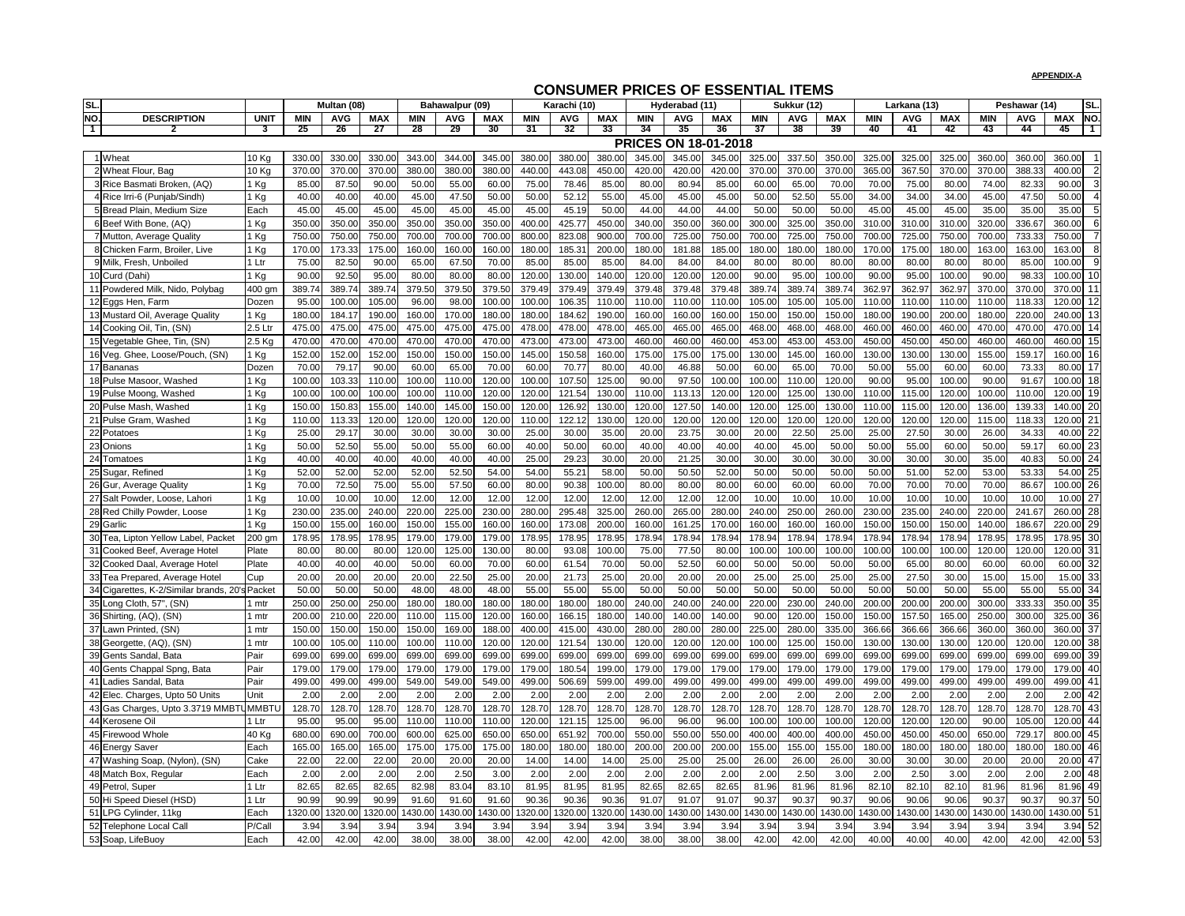**APPENDIX-A**

# CONSUMER PRICES OF ESSENTIAL ITEMS

| SL. NO. | DESCRIPTION | UNIT | Multan (08) | | | Bahawalpur (09) | | | Karachi (10) | | | Hyderabad (11) | | | Sukkur (12) | | | Larkana (13) | | | Peshawar (14) | | | SL. NO. |
|---|---|---|---|---|---|---|---|---|---|---|---|---|---|---|---|---|---|---|---|---|---|---|---|---|
| | | | MIN | AVG | MAX | MIN | AVG | MAX | MIN | AVG | MAX | MIN | AVG | MAX | MIN | AVG | MAX | MIN | AVG | MAX | MIN | AVG | MAX | |
| 1 | 2 | 3 | 25 | 26 | 27 | 28 | 29 | 30 | 31 | 32 | 33 | 34 | 35 | 36 | 37 | 38 | 39 | 40 | 41 | 42 | 43 | 44 | 45 | 1 |
| | **PRICES ON 18-01-2018** | | | | | | | | | | | | | | | | | | | | | | | |
| 1 | Wheat | 10 Kg | 330.00 | 330.00 | 330.00 | 343.00 | 344.00 | 345.00 | 380.00 | 380.00 | 380.00 | 345.00 | 345.00 | 345.00 | 325.00 | 337.50 | 350.00 | 325.00 | 325.00 | 325.00 | 360.00 | 360.00 | 360.00 | 1 |
| 2 | Wheat Flour, Bag | 10 Kg | 370.00 | 370.00 | 370.00 | 380.00 | 380.00 | 380.00 | 440.00 | 443.08 | 450.00 | 420.00 | 420.00 | 420.00 | 370.00 | 370.00 | 370.00 | 365.00 | 367.50 | 370.00 | 370.00 | 388.33 | 400.00 | 2 |
| 3 | Rice Basmati Broken, (AQ) | 1 Kg | 85.00 | 87.50 | 90.00 | 50.00 | 55.00 | 60.00 | 75.00 | 78.46 | 85.00 | 80.00 | 80.94 | 85.00 | 60.00 | 65.00 | 70.00 | 70.00 | 75.00 | 80.00 | 74.00 | 82.33 | 90.00 | 3 |
| 4 | Rice Irri-6 (Punjab/Sindh) | 1 Kg | 40.00 | 40.00 | 40.00 | 45.00 | 47.50 | 50.00 | 50.00 | 52.12 | 55.00 | 45.00 | 45.00 | 45.00 | 50.00 | 52.50 | 55.00 | 34.00 | 34.00 | 34.00 | 45.00 | 47.50 | 50.00 | 4 |
| 5 | Bread Plain, Medium Size | Each | 45.00 | 45.00 | 45.00 | 45.00 | 45.00 | 45.00 | 45.00 | 45.19 | 50.00 | 44.00 | 44.00 | 44.00 | 50.00 | 50.00 | 50.00 | 45.00 | 45.00 | 45.00 | 35.00 | 35.00 | 35.00 | 5 |
| 6 | Beef With Bone, (AQ) | 1 Kg | 350.00 | 350.00 | 350.00 | 350.00 | 350.00 | 350.00 | 400.00 | 425.77 | 450.00 | 340.00 | 350.00 | 360.00 | 300.00 | 325.00 | 350.00 | 310.00 | 310.00 | 310.00 | 320.00 | 336.67 | 360.00 | 6 |
| 7 | Mutton, Average Quality | 1 Kg | 750.00 | 750.00 | 750.00 | 700.00 | 700.00 | 700.00 | 800.00 | 823.08 | 900.00 | 700.00 | 725.00 | 750.00 | 700.00 | 725.00 | 750.00 | 700.00 | 725.00 | 750.00 | 700.00 | 733.33 | 750.00 | 7 |
| 8 | Chicken Farm, Broiler, Live | 1 Kg | 170.00 | 173.33 | 175.00 | 160.00 | 160.00 | 160.00 | 180.00 | 185.31 | 200.00 | 180.00 | 181.88 | 185.00 | 180.00 | 180.00 | 180.00 | 170.00 | 175.00 | 180.00 | 163.00 | 163.00 | 163.00 | 8 |
| 9 | Milk, Fresh, Unboiled | 1 Ltr | 75.00 | 82.50 | 90.00 | 65.00 | 67.50 | 70.00 | 85.00 | 85.00 | 85.00 | 84.00 | 84.00 | 84.00 | 80.00 | 80.00 | 80.00 | 80.00 | 80.00 | 80.00 | 80.00 | 85.00 | 100.00 | 9 |
| 10 | Curd (Dahi) | 1 Kg | 90.00 | 92.50 | 95.00 | 80.00 | 80.00 | 80.00 | 120.00 | 130.00 | 140.00 | 120.00 | 120.00 | 120.00 | 90.00 | 95.00 | 100.00 | 90.00 | 95.00 | 100.00 | 90.00 | 98.33 | 100.00 | 10 |
| 11 | Powdered Milk, Nido, Polybag | 400 gm | 389.74 | 389.74 | 389.74 | 379.50 | 379.50 | 379.50 | 379.49 | 379.49 | 379.49 | 379.48 | 379.48 | 379.48 | 389.74 | 389.74 | 389.74 | 362.97 | 362.97 | 362.97 | 370.00 | 370.00 | 370.00 | 11 |
| 12 | Eggs Hen, Farm | Dozen | 95.00 | 100.00 | 105.00 | 96.00 | 98.00 | 100.00 | 100.00 | 106.35 | 110.00 | 110.00 | 110.00 | 110.00 | 105.00 | 105.00 | 105.00 | 110.00 | 110.00 | 110.00 | 110.00 | 118.33 | 120.00 | 12 |
| 13 | Mustard Oil, Average Quality | 1 Kg | 180.00 | 184.17 | 190.00 | 160.00 | 170.00 | 180.00 | 180.00 | 184.62 | 190.00 | 160.00 | 160.00 | 160.00 | 150.00 | 150.00 | 150.00 | 180.00 | 190.00 | 200.00 | 180.00 | 220.00 | 240.00 | 13 |
| 14 | Cooking Oil, Tin, (SN) | 2.5 Ltr | 475.00 | 475.00 | 475.00 | 475.00 | 475.00 | 475.00 | 478.00 | 478.00 | 478.00 | 465.00 | 465.00 | 465.00 | 468.00 | 468.00 | 468.00 | 460.00 | 460.00 | 460.00 | 470.00 | 470.00 | 470.00 | 14 |
| 15 | Vegetable Ghee, Tin, (SN) | 2.5 Kg | 470.00 | 470.00 | 470.00 | 470.00 | 470.00 | 470.00 | 473.00 | 473.00 | 473.00 | 460.00 | 460.00 | 460.00 | 453.00 | 453.00 | 453.00 | 450.00 | 450.00 | 450.00 | 460.00 | 460.00 | 460.00 | 15 |
| 16 | Veg. Ghee, Loose/Pouch, (SN) | 1 Kg | 152.00 | 152.00 | 152.00 | 150.00 | 150.00 | 150.00 | 145.00 | 150.58 | 160.00 | 175.00 | 175.00 | 175.00 | 130.00 | 145.00 | 160.00 | 130.00 | 130.00 | 130.00 | 155.00 | 159.17 | 160.00 | 16 |
| 17 | Bananas | Dozen | 70.00 | 79.17 | 90.00 | 60.00 | 65.00 | 70.00 | 60.00 | 70.77 | 80.00 | 40.00 | 46.88 | 50.00 | 60.00 | 65.00 | 70.00 | 50.00 | 55.00 | 60.00 | 60.00 | 73.33 | 80.00 | 17 |
| 18 | Pulse Masoor, Washed | 1 Kg | 100.00 | 103.33 | 110.00 | 100.00 | 110.00 | 120.00 | 100.00 | 107.50 | 125.00 | 90.00 | 97.50 | 100.00 | 100.00 | 110.00 | 120.00 | 90.00 | 95.00 | 100.00 | 90.00 | 91.67 | 100.00 | 18 |
| 19 | Pulse Moong, Washed | 1 Kg | 100.00 | 100.00 | 100.00 | 100.00 | 110.00 | 120.00 | 120.00 | 121.54 | 130.00 | 110.00 | 113.13 | 120.00 | 120.00 | 125.00 | 130.00 | 110.00 | 115.00 | 120.00 | 100.00 | 110.00 | 120.00 | 19 |
| 20 | Pulse Mash, Washed | 1 Kg | 150.00 | 150.83 | 155.00 | 140.00 | 145.00 | 150.00 | 120.00 | 126.92 | 130.00 | 120.00 | 127.50 | 140.00 | 120.00 | 125.00 | 130.00 | 110.00 | 115.00 | 120.00 | 136.00 | 139.33 | 140.00 | 20 |
| 21 | Pulse Gram, Washed | 1 Kg | 110.00 | 113.33 | 120.00 | 120.00 | 120.00 | 120.00 | 110.00 | 122.12 | 130.00 | 120.00 | 120.00 | 120.00 | 120.00 | 120.00 | 120.00 | 120.00 | 120.00 | 120.00 | 115.00 | 118.33 | 120.00 | 21 |
| 22 | Potatoes | 1 Kg | 25.00 | 29.17 | 30.00 | 30.00 | 30.00 | 30.00 | 25.00 | 30.00 | 35.00 | 20.00 | 23.75 | 30.00 | 20.00 | 22.50 | 25.00 | 25.00 | 27.50 | 30.00 | 26.00 | 34.33 | 40.00 | 22 |
| 23 | Onions | 1 Kg | 50.00 | 52.50 | 55.00 | 50.00 | 55.00 | 60.00 | 40.00 | 50.00 | 60.00 | 40.00 | 40.00 | 40.00 | 40.00 | 45.00 | 50.00 | 50.00 | 55.00 | 60.00 | 50.00 | 59.17 | 60.00 | 23 |
| 24 | Tomatoes | 1 Kg | 40.00 | 40.00 | 40.00 | 40.00 | 40.00 | 40.00 | 25.00 | 29.23 | 30.00 | 20.00 | 21.25 | 30.00 | 30.00 | 30.00 | 30.00 | 30.00 | 30.00 | 30.00 | 35.00 | 40.83 | 50.00 | 24 |
| 25 | Sugar, Refined | 1 Kg | 52.00 | 52.00 | 52.00 | 52.00 | 52.50 | 54.00 | 54.00 | 55.21 | 58.00 | 50.00 | 50.50 | 52.00 | 50.00 | 50.00 | 50.00 | 50.00 | 51.00 | 52.00 | 53.00 | 53.33 | 54.00 | 25 |
| 26 | Gur, Average Quality | 1 Kg | 70.00 | 72.50 | 75.00 | 55.00 | 57.50 | 60.00 | 80.00 | 90.38 | 100.00 | 80.00 | 80.00 | 80.00 | 60.00 | 60.00 | 60.00 | 70.00 | 70.00 | 70.00 | 70.00 | 86.67 | 100.00 | 26 |
| 27 | Salt Powder, Loose, Lahori | 1 Kg | 10.00 | 10.00 | 10.00 | 12.00 | 12.00 | 12.00 | 12.00 | 12.00 | 12.00 | 12.00 | 12.00 | 12.00 | 10.00 | 10.00 | 10.00 | 10.00 | 10.00 | 10.00 | 10.00 | 10.00 | 10.00 | 27 |
| 28 | Red Chilly Powder, Loose | 1 Kg | 230.00 | 235.00 | 240.00 | 220.00 | 225.00 | 230.00 | 280.00 | 295.48 | 325.00 | 260.00 | 265.00 | 280.00 | 240.00 | 250.00 | 260.00 | 230.00 | 235.00 | 240.00 | 220.00 | 241.67 | 260.00 | 28 |
| 29 | Garlic | 1 Kg | 150.00 | 155.00 | 160.00 | 150.00 | 155.00 | 160.00 | 160.00 | 173.08 | 200.00 | 160.00 | 161.25 | 170.00 | 160.00 | 160.00 | 160.00 | 150.00 | 150.00 | 150.00 | 140.00 | 186.67 | 220.00 | 29 |
| 30 | Tea, Lipton Yellow Label, Packet | 200 gm | 178.95 | 178.95 | 178.95 | 179.00 | 179.00 | 179.00 | 178.95 | 178.95 | 178.95 | 178.94 | 178.94 | 178.94 | 178.94 | 178.94 | 178.94 | 178.94 | 178.94 | 178.94 | 178.95 | 178.95 | 178.95 | 30 |
| 31 | Cooked Beef, Average Hotel | Plate | 80.00 | 80.00 | 80.00 | 120.00 | 125.00 | 130.00 | 80.00 | 93.08 | 100.00 | 75.00 | 77.50 | 80.00 | 100.00 | 100.00 | 100.00 | 100.00 | 100.00 | 100.00 | 120.00 | 120.00 | 120.00 | 31 |
| 32 | Cooked Daal, Average Hotel | Plate | 40.00 | 40.00 | 40.00 | 50.00 | 60.00 | 70.00 | 60.00 | 61.54 | 70.00 | 50.00 | 52.50 | 60.00 | 50.00 | 50.00 | 50.00 | 50.00 | 65.00 | 80.00 | 60.00 | 60.00 | 60.00 | 32 |
| 33 | Tea Prepared, Average Hotel | Cup | 20.00 | 20.00 | 20.00 | 20.00 | 22.50 | 25.00 | 20.00 | 21.73 | 25.00 | 20.00 | 20.00 | 20.00 | 25.00 | 25.00 | 25.00 | 25.00 | 27.50 | 30.00 | 15.00 | 15.00 | 15.00 | 33 |
| 34 | Cigarettes, K-2/Similar brands, 20's | Packet | 50.00 | 50.00 | 50.00 | 48.00 | 48.00 | 48.00 | 55.00 | 55.00 | 55.00 | 50.00 | 50.00 | 50.00 | 50.00 | 50.00 | 50.00 | 50.00 | 50.00 | 50.00 | 55.00 | 55.00 | 55.00 | 34 |
| 35 | Long Cloth, 57", (SN) | 1 mtr | 250.00 | 250.00 | 250.00 | 180.00 | 180.00 | 180.00 | 180.00 | 180.00 | 180.00 | 240.00 | 240.00 | 240.00 | 220.00 | 230.00 | 240.00 | 200.00 | 200.00 | 200.00 | 300.00 | 333.33 | 350.00 | 35 |
| 36 | Shirting, (AQ), (SN) | 1 mtr | 200.00 | 210.00 | 220.00 | 110.00 | 115.00 | 120.00 | 160.00 | 166.15 | 180.00 | 140.00 | 140.00 | 140.00 | 90.00 | 120.00 | 150.00 | 150.00 | 157.50 | 165.00 | 250.00 | 300.00 | 325.00 | 36 |
| 37 | Lawn Printed, (SN) | 1 mtr | 150.00 | 150.00 | 150.00 | 150.00 | 169.00 | 188.00 | 400.00 | 415.00 | 430.00 | 280.00 | 280.00 | 280.00 | 225.00 | 280.00 | 335.00 | 366.66 | 366.66 | 366.66 | 360.00 | 360.00 | 360.00 | 37 |
| 38 | Georgette, (AQ), (SN) | 1 mtr | 100.00 | 105.00 | 110.00 | 100.00 | 110.00 | 120.00 | 120.00 | 121.54 | 130.00 | 120.00 | 120.00 | 120.00 | 100.00 | 125.00 | 150.00 | 130.00 | 130.00 | 130.00 | 120.00 | 120.00 | 120.00 | 38 |
| 39 | Gents Sandal, Bata | Pair | 699.00 | 699.00 | 699.00 | 699.00 | 699.00 | 699.00 | 699.00 | 699.00 | 699.00 | 699.00 | 699.00 | 699.00 | 699.00 | 699.00 | 699.00 | 699.00 | 699.00 | 699.00 | 699.00 | 699.00 | 699.00 | 39 |
| 40 | Gents Chappal Spng, Bata | Pair | 179.00 | 179.00 | 179.00 | 179.00 | 179.00 | 179.00 | 179.00 | 180.54 | 199.00 | 179.00 | 179.00 | 179.00 | 179.00 | 179.00 | 179.00 | 179.00 | 179.00 | 179.00 | 179.00 | 179.00 | 179.00 | 40 |
| 41 | Ladies Sandal, Bata | Pair | 499.00 | 499.00 | 499.00 | 549.00 | 549.00 | 549.00 | 499.00 | 506.69 | 599.00 | 499.00 | 499.00 | 499.00 | 499.00 | 499.00 | 499.00 | 499.00 | 499.00 | 499.00 | 499.00 | 499.00 | 499.00 | 41 |
| 42 | Elec. Charges, Upto 50 Units | Unit | 2.00 | 2.00 | 2.00 | 2.00 | 2.00 | 2.00 | 2.00 | 2.00 | 2.00 | 2.00 | 2.00 | 2.00 | 2.00 | 2.00 | 2.00 | 2.00 | 2.00 | 2.00 | 2.00 | 2.00 | 2.00 | 42 |
| 43 | Gas Charges, Upto 3.3719 MMBTU | MMBTU | 128.70 | 128.70 | 128.70 | 128.70 | 128.70 | 128.70 | 128.70 | 128.70 | 128.70 | 128.70 | 128.70 | 128.70 | 128.70 | 128.70 | 128.70 | 128.70 | 128.70 | 128.70 | 128.70 | 128.70 | 128.70 | 43 |
| 44 | Kerosene Oil | 1 Ltr | 95.00 | 95.00 | 95.00 | 110.00 | 110.00 | 110.00 | 120.00 | 121.15 | 125.00 | 96.00 | 96.00 | 96.00 | 100.00 | 100.00 | 100.00 | 120.00 | 120.00 | 120.00 | 90.00 | 105.00 | 120.00 | 44 |
| 45 | Firewood Whole | 40 Kg | 680.00 | 690.00 | 700.00 | 600.00 | 625.00 | 650.00 | 650.00 | 651.92 | 700.00 | 550.00 | 550.00 | 550.00 | 400.00 | 400.00 | 400.00 | 450.00 | 450.00 | 450.00 | 650.00 | 729.17 | 800.00 | 45 |
| 46 | Energy Saver | Each | 165.00 | 165.00 | 165.00 | 175.00 | 175.00 | 175.00 | 180.00 | 180.00 | 180.00 | 200.00 | 200.00 | 200.00 | 155.00 | 155.00 | 155.00 | 180.00 | 180.00 | 180.00 | 180.00 | 180.00 | 180.00 | 46 |
| 47 | Washing Soap, (Nylon), (SN) | Cake | 22.00 | 22.00 | 22.00 | 20.00 | 20.00 | 20.00 | 14.00 | 14.00 | 14.00 | 25.00 | 25.00 | 25.00 | 26.00 | 26.00 | 26.00 | 30.00 | 30.00 | 30.00 | 20.00 | 20.00 | 20.00 | 47 |
| 48 | Match Box, Regular | Each | 2.00 | 2.00 | 2.00 | 2.00 | 2.50 | 3.00 | 2.00 | 2.00 | 2.00 | 2.00 | 2.00 | 2.00 | 2.00 | 2.50 | 3.00 | 2.00 | 2.50 | 3.00 | 2.00 | 2.00 | 2.00 | 48 |
| 49 | Petrol, Super | 1 Ltr | 82.65 | 82.65 | 82.65 | 82.98 | 83.04 | 83.10 | 81.95 | 81.95 | 81.95 | 82.65 | 82.65 | 82.65 | 81.96 | 81.96 | 81.96 | 82.10 | 82.10 | 82.10 | 81.96 | 81.96 | 81.96 | 49 |
| 50 | Hi Speed Diesel (HSD) | 1 Ltr | 90.99 | 90.99 | 90.99 | 91.60 | 91.60 | 91.60 | 90.36 | 90.36 | 90.36 | 91.07 | 91.07 | 91.07 | 90.37 | 90.37 | 90.37 | 90.06 | 90.06 | 90.06 | 90.37 | 90.37 | 90.37 | 50 |
| 51 | LPG Cylinder, 11kg | Each | 1320.00 | 1320.00 | 1320.00 | 1430.00 | 1430.00 | 1430.00 | 1320.00 | 1320.00 | 1320.00 | 1430.00 | 1430.00 | 1430.00 | 1430.00 | 1430.00 | 1430.00 | 1430.00 | 1430.00 | 1430.00 | 1430.00 | 1430.00 | 1430.00 | 51 |
| 52 | Telephone Local Call | P/Call | 3.94 | 3.94 | 3.94 | 3.94 | 3.94 | 3.94 | 3.94 | 3.94 | 3.94 | 3.94 | 3.94 | 3.94 | 3.94 | 3.94 | 3.94 | 3.94 | 3.94 | 3.94 | 3.94 | 3.94 | 3.94 | 52 |
| 53 | Soap, LifeBuoy | Each | 42.00 | 42.00 | 42.00 | 38.00 | 38.00 | 38.00 | 42.00 | 42.00 | 42.00 | 38.00 | 38.00 | 38.00 | 42.00 | 42.00 | 42.00 | 40.00 | 40.00 | 40.00 | 42.00 | 42.00 | 42.00 | 53 |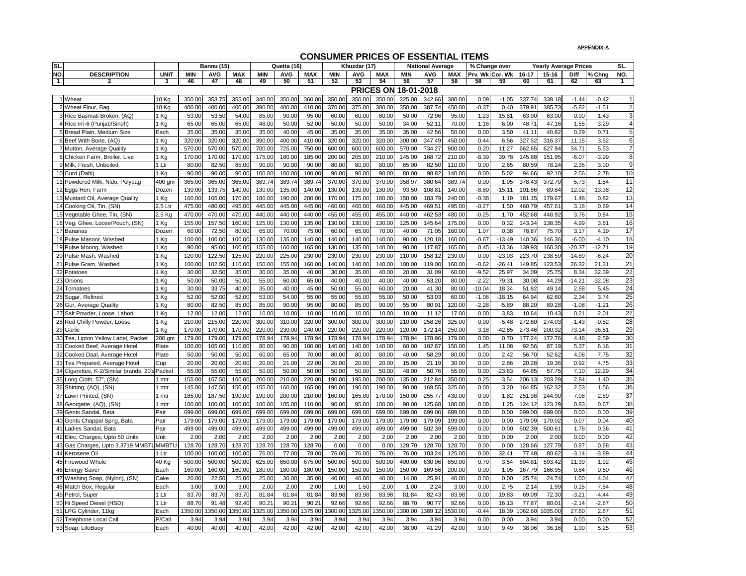APPENDIX-A

# CONSUMER PRICES OF ESSENTIAL ITEMS

| SL. NO. | DESCRIPTION | UNIT | Bannu (15) | | | Quetta (16) | | | Khuzdar (17) | | | National Average | | | % Change over | | Yearly Average Prices | | | | SL. NO. |
|---|---|---|---|---|---|---|---|---|---|---|---|---|---|---|---|---|---|---|---|---|---|
| | | | MIN | AVG | MAX | MIN | AVG | MAX | MIN | AVG | MAX | MIN | AVG | MAX | Prv. Wk | Cor. Wk | 16-17 | 15-16 | Diff | % Chng | |
| 1 | 2 | 3 | 46 | 47 | 48 | 49 | 50 | 51 | 52 | 53 | 54 | 56 | 57 | 58 | 58 | 59 | 60 | 61 | 62 | 63 | 1 |
| | | | | | | | | | | **PRICES ON 18-01-2018** | | | | | | | | | | | |
| 1 | Wheat | 10 Kg | 350.00 | 353.75 | 355.00 | 340.00 | 350.00 | 360.00 | 350.00 | 350.00 | 350.00 | 325.00 | 342.66 | 380.00 | 0.09 | -1.05 | 337.74 | 339.18 | -1.44 | -0.42 | 1 |
| 2 | Wheat Flour, Bag | 10 Kg | 400.00 | 400.00 | 400.00 | 390.00 | 400.00 | 410.00 | 370.00 | 375.00 | 380.00 | 350.00 | 387.74 | 450.00 | -0.37 | 0.40 | 379.91 | 385.73 | -5.82 | -1.51 | 2 |
| 3 | Rice Basmati Broken, (AQ) | 1 Kg | 53.00 | 53.50 | 54.00 | 85.00 | 90.00 | 95.00 | 60.00 | 60.00 | 60.00 | 50.00 | 72.96 | 95.00 | 1.23 | 15.81 | 63.90 | 63.00 | 0.90 | 1.43 | 3 |
| 4 | Rice Irri-6 (Punjab/Sindh) | 1 Kg | 65.00 | 65.00 | 65.00 | 48.00 | 50.00 | 52.00 | 50.00 | 50.00 | 50.00 | 34.00 | 52.11 | 70.00 | 1.16 | 6.00 | 48.71 | 47.16 | 1.55 | 3.29 | 4 |
| 5 | Bread Plain, Medium Size | Each | 35.00 | 35.00 | 35.00 | 35.00 | 40.00 | 45.00 | 35.00 | 35.00 | 35.00 | 35.00 | 42.56 | 50.00 | 0.00 | 3.50 | 41.11 | 40.82 | 0.29 | 0.71 | 5 |
| 6 | Beef With Bone, (AQ) | 1 Kg | 320.00 | 320.00 | 320.00 | 390.00 | 400.00 | 410.00 | 320.00 | 320.00 | 320.00 | 300.00 | 347.49 | 450.00 | 0.44 | 6.56 | 327.52 | 316.37 | 11.15 | 3.52 | 6 |
| 7 | Mutton, Average Quality | 1 Kg | 570.00 | 570.00 | 570.00 | 700.00 | 725.00 | 750.00 | 600.00 | 600.00 | 600.00 | 570.00 | 734.27 | 900.00 | 0.20 | 11.27 | 662.65 | 627.94 | 34.71 | 5.53 | 7 |
| 8 | Chicken Farm, Broiler, Live | 1 Kg | 170.00 | 170.00 | 170.00 | 175.00 | 180.00 | 185.00 | 200.00 | 205.00 | 210.00 | 145.00 | 168.72 | 210.00 | -8.39 | 39.78 | 145.88 | 151.95 | -6.07 | -3.99 | 8 |
| 9 | Milk, Fresh, Unboiled | 1 Ltr | 80.00 | 82.50 | 85.00 | 90.00 | 90.00 | 90.00 | 80.00 | 80.00 | 80.00 | 65.00 | 82.50 | 110.00 | 0.00 | 2.65 | 80.59 | 78.24 | 2.35 | 3.00 | 9 |
| 10 | Curd (Dahi) | 1 Kg | 90.00 | 90.00 | 90.00 | 100.00 | 100.00 | 100.00 | 90.00 | 90.00 | 90.00 | 80.00 | 98.82 | 140.00 | 0.00 | 5.02 | 94.66 | 92.10 | 2.56 | 2.78 | 10 |
| 11 | Powdered Milk, Nido, Polybag | 400 gm | 365.00 | 365.00 | 365.00 | 389.74 | 389.74 | 389.74 | 370.00 | 370.00 | 370.00 | 358.97 | 380.64 | 389.74 | 0.00 | 1.05 | 378.43 | 372.70 | 5.73 | 1.54 | 11 |
| 12 | Eggs Hen, Farm | Dozen | 130.00 | 133.75 | 140.00 | 130.00 | 135.00 | 140.00 | 130.00 | 130.00 | 130.00 | 93.50 | 108.81 | 140.00 | -8.80 | -15.11 | 101.86 | 89.84 | 12.02 | 13.38 | 12 |
| 13 | Mustard Oil, Average Quality | 1 Kg | 160.00 | 165.00 | 170.00 | 180.00 | 190.00 | 200.00 | 170.00 | 175.00 | 180.00 | 150.00 | 183.79 | 240.00 | -0.38 | 1.19 | 181.15 | 179.67 | 1.48 | 0.82 | 13 |
| 14 | Cooking Oil, Tin, (SN) | 2.5 Ltr | 475.00 | 480.00 | 495.00 | 445.00 | 445.00 | 445.00 | 460.00 | 460.00 | 460.00 | 445.00 | 469.51 | 495.00 | -0.27 | 1.50 | 460.79 | 457.61 | 3.18 | 0.69 | 14 |
| 15 | Vegetable Ghee, Tin, (SN) | 2.5 Kg | 470.00 | 470.00 | 470.00 | 440.00 | 440.00 | 440.00 | 455.00 | 455.00 | 455.00 | 440.00 | 462.53 | 480.00 | -0.25 | 1.70 | 452.68 | 448.92 | 3.76 | 0.84 | 15 |
| 16 | Veg. Ghee, Loose/Pouch, (SN) | 1 Kg | 155.00 | 157.50 | 160.00 | 125.00 | 130.00 | 135.00 | 130.00 | 130.00 | 130.00 | 125.00 | 145.64 | 175.00 | 0.00 | 0.32 | 143.34 | 138.35 | 4.99 | 3.61 | 16 |
| 17 | Bananas | Dozen | 60.00 | 72.50 | 80.00 | 65.00 | 70.00 | 75.00 | 60.00 | 65.00 | 70.00 | 40.00 | 71.05 | 160.00 | 1.07 | 0.38 | 78.87 | 75.70 | 3.17 | 4.19 | 17 |
| 18 | Pulse Masoor, Washed | 1 Kg | 100.00 | 100.00 | 100.00 | 130.00 | 135.00 | 140.00 | 140.00 | 140.00 | 140.00 | 90.00 | 120.18 | 160.00 | -0.67 | -13.49 | 140.36 | 146.36 | -6.00 | -4.10 | 18 |
| 19 | Pulse Moong, Washed | 1 Kg | 90.00 | 95.00 | 100.00 | 155.00 | 160.00 | 165.00 | 130.00 | 135.00 | 140.00 | 90.00 | 117.87 | 165.00 | 0.45 | -13.36 | 139.93 | 160.30 | -20.37 | -12.71 | 19 |
| 20 | Pulse Mash, Washed | 1 Kg | 120.00 | 122.50 | 125.00 | 220.00 | 225.00 | 230.00 | 230.00 | 230.00 | 230.00 | 110.00 | 158.12 | 230.00 | 0.00 | -23.03 | 223.70 | 238.59 | -14.89 | -6.24 | 20 |
| 21 | Pulse Gram, Washed | 1 Kg | 100.00 | 102.50 | 110.00 | 150.00 | 155.00 | 160.00 | 140.00 | 140.00 | 140.00 | 100.00 | 119.00 | 160.00 | -0.62 | -26.41 | 149.85 | 123.53 | 26.32 | 21.31 | 21 |
| 22 | Potatoes | 1 Kg | 30.00 | 32.50 | 35.00 | 30.00 | 35.00 | 40.00 | 30.00 | 35.00 | 40.00 | 20.00 | 31.09 | 60.00 | -9.52 | 25.97 | 34.09 | 25.75 | 8.34 | 32.39 | 22 |
| 23 | Onions | 1 Kg | 50.00 | 50.00 | 50.00 | 55.00 | 60.00 | 65.00 | 40.00 | 40.00 | 40.00 | 40.00 | 53.20 | 80.00 | -2.22 | 79.31 | 30.08 | 44.29 | -14.21 | -32.08 | 23 |
| 24 | Tomatoes | 1 Kg | 30.00 | 33.75 | 40.00 | 35.00 | 40.00 | 45.00 | 50.00 | 55.00 | 60.00 | 20.00 | 41.30 | 80.00 | -10.04 | 18.34 | 51.82 | 49.14 | 2.68 | 5.45 | 24 |
| 25 | Sugar, Refined | 1 Kg | 52.00 | 52.00 | 52.00 | 53.00 | 54.00 | 55.00 | 55.00 | 55.00 | 55.00 | 50.00 | 53.03 | 60.00 | -1.06 | -18.15 | 64.94 | 62.60 | 2.34 | 3.74 | 25 |
| 26 | Gur, Average Quality | 1 Kg | 80.00 | 82.50 | 85.00 | 85.00 | 90.00 | 95.00 | 80.00 | 85.00 | 90.00 | 55.00 | 80.91 | 120.00 | -2.28 | -5.89 | 88.20 | 89.28 | -1.08 | -1.21 | 26 |
| 27 | Salt Powder, Loose, Lahori | 1 Kg | 12.00 | 12.00 | 12.00 | 10.00 | 10.00 | 10.00 | 10.00 | 10.00 | 10.00 | 10.00 | 11.12 | 17.00 | 0.00 | 3.83 | 10.64 | 10.43 | 0.21 | 2.01 | 27 |
| 28 | Red Chilly Powder, Loose | 1 Kg | 210.00 | 215.00 | 220.00 | 300.00 | 310.00 | 320.00 | 300.00 | 300.00 | 300.00 | 210.00 | 258.26 | 325.00 | 0.00 | -5.48 | 272.60 | 274.03 | -1.43 | -0.52 | 28 |
| 29 | Garlic | 1 Kg | 170.00 | 170.00 | 170.00 | 220.00 | 230.00 | 240.00 | 220.00 | 220.00 | 220.00 | 120.00 | 172.14 | 250.00 | 3.18 | -42.85 | 273.46 | 200.32 | 73.14 | 36.51 | 29 |
| 30 | Tea, Lipton Yellow Label, Packet | 200 gm | 179.00 | 179.00 | 179.00 | 178.94 | 178.94 | 178.94 | 178.94 | 178.94 | 178.94 | 178.94 | 178.96 | 179.00 | 0.00 | 0.70 | 177.24 | 172.76 | 4.48 | 2.59 | 30 |
| 31 | Cooked Beef, Average Hotel | Plate | 100.00 | 105.00 | 110.00 | 80.00 | 90.00 | 100.00 | 140.00 | 140.00 | 140.00 | 60.00 | 102.87 | 150.00 | 1.45 | 11.08 | 92.56 | 87.19 | 5.37 | 6.16 | 31 |
| 32 | Cooked Daal, Average Hotel | Plate | 50.00 | 50.00 | 50.00 | 60.00 | 65.00 | 70.00 | 80.00 | 80.00 | 80.00 | 40.00 | 58.29 | 80.00 | 0.00 | 2.42 | 56.70 | 52.62 | 4.08 | 7.75 | 32 |
| 33 | Tea Prepared, Average Hotel | Cup | 20.00 | 20.00 | 20.00 | 20.00 | 21.00 | 22.00 | 20.00 | 20.00 | 20.00 | 15.00 | 21.19 | 30.00 | 0.00 | 2.86 | 20.28 | 19.36 | 0.92 | 4.75 | 33 |
| 34 | Cigarettes, K-2/Similar brands, 20's | Packet | 55.00 | 55.00 | 55.00 | 50.00 | 50.00 | 50.00 | 50.00 | 50.00 | 50.00 | 48.00 | 50.76 | 55.00 | 0.00 | -23.63 | 64.85 | 57.75 | 7.10 | 12.29 | 34 |
| 35 | Long Cloth, 57", (SN) | 1 mtr | 155.00 | 157.50 | 160.00 | 200.00 | 210.00 | 220.00 | 190.00 | 195.00 | 200.00 | 135.00 | 212.84 | 350.00 | 0.25 | 3.54 | 206.13 | 203.29 | 2.84 | 1.40 | 35 |
| 36 | Shirting, (AQ), (SN) | 1 mtr | 145.00 | 147.50 | 150.00 | 155.00 | 160.00 | 165.00 | 190.00 | 190.00 | 190.00 | 90.00 | 169.55 | 325.00 | 0.00 | 3.20 | 164.85 | 162.32 | 2.53 | 1.56 | 36 |
| 37 | Lawn Printed, (SN) | 1 mtr | 185.00 | 187.50 | 190.00 | 190.00 | 200.00 | 210.00 | 160.00 | 165.00 | 170.00 | 150.00 | 255.77 | 430.00 | 0.00 | 1.82 | 251.98 | 244.90 | 7.08 | 2.89 | 37 |
| 38 | Georgette, (AQ), (SN) | 1 mtr | 100.00 | 100.00 | 100.00 | 100.00 | 105.00 | 110.00 | 90.00 | 95.00 | 100.00 | 90.00 | 125.68 | 180.00 | 0.00 | 1.25 | 124.12 | 123.29 | 0.83 | 0.67 | 38 |
| 39 | Gents Sandal, Bata | Pair | 699.00 | 699.00 | 699.00 | 699.00 | 699.00 | 699.00 | 699.00 | 699.00 | 699.00 | 699.00 | 699.00 | 699.00 | 0.00 | 0.00 | 699.00 | 699.00 | 0.00 | 0.00 | 39 |
| 40 | Gents Chappal Spng, Bata | Pair | 179.00 | 179.00 | 179.00 | 179.00 | 179.00 | 179.00 | 179.00 | 179.00 | 179.00 | 179.00 | 179.09 | 199.00 | 0.00 | 0.00 | 179.09 | 179.02 | 0.07 | 0.04 | 40 |
| 41 | Ladies Sandal, Bata | Pair | 499.00 | 499.00 | 499.00 | 499.00 | 499.00 | 499.00 | 499.00 | 499.00 | 499.00 | 499.00 | 502.39 | 599.00 | 0.00 | 0.00 | 502.39 | 500.61 | 1.78 | 0.36 | 41 |
| 42 | Elec. Charges, Upto 50 Units | Unit | 2.00 | 2.00 | 2.00 | 2.00 | 2.00 | 2.00 | 2.00 | 2.00 | 2.00 | 2.00 | 2.00 | 2.00 | 0.00 | 0.00 | 2.00 | 2.00 | 0.00 | 0.00 | 42 |
| 43 | Gas Charges, Upto 3.3719 MMBTU | MMBTU | 128.70 | 128.70 | 128.70 | 128.70 | 128.70 | 128.70 | 0.00 | 0.00 | 0.00 | 128.70 | 128.70 | 128.70 | 0.00 | 0.00 | 128.66 | 127.79 | 0.87 | 0.68 | 43 |
| 44 | Kerosene Oil | 1 Ltr | 100.00 | 100.00 | 100.00 | 76.00 | 77.00 | 78.00 | 76.00 | 76.00 | 76.00 | 76.00 | 103.24 | 125.00 | 0.00 | 32.41 | 77.48 | 80.62 | -3.14 | -3.89 | 44 |
| 45 | Firewood Whole | 40 Kg | 500.00 | 500.00 | 500.00 | 625.00 | 650.00 | 675.00 | 500.00 | 500.00 | 500.00 | 400.00 | 630.06 | 850.00 | 0.70 | 3.54 | 604.81 | 593.42 | 11.39 | 1.92 | 45 |
| 46 | Energy Saver | Each | 160.00 | 160.00 | 160.00 | 180.00 | 180.00 | 180.00 | 150.00 | 150.00 | 150.00 | 150.00 | 169.56 | 200.00 | 0.00 | 1.05 | 167.79 | 166.95 | 0.84 | 0.50 | 46 |
| 47 | Washing Soap, (Nylon), (SN) | Cake | 20.00 | 22.50 | 25.00 | 25.00 | 30.00 | 35.00 | 40.00 | 40.00 | 40.00 | 14.00 | 25.91 | 40.00 | 0.00 | 0.00 | 25.74 | 24.74 | 1.00 | 4.04 | 47 |
| 48 | Match Box, Regular | Each | 3.00 | 3.00 | 3.00 | 2.00 | 2.00 | 2.00 | 1.00 | 1.50 | 2.00 | 1.00 | 2.24 | 3.00 | 0.00 | 2.75 | 2.14 | 1.99 | 0.15 | 7.54 | 48 |
| 49 | Petrol, Super | 1 Ltr | 83.70 | 83.70 | 83.70 | 81.84 | 81.84 | 81.84 | 83.98 | 83.98 | 83.98 | 81.84 | 82.43 | 83.98 | 0.00 | 19.83 | 69.09 | 72.30 | -3.21 | -4.44 | 49 |
| 50 | Hi Speed Diesel (HSD) | 1 Ltr | 88.70 | 91.48 | 92.40 | 90.21 | 90.21 | 90.21 | 92.66 | 92.66 | 92.66 | 88.70 | 90.77 | 92.66 | 0.00 | 16.13 | 77.87 | 80.01 | -2.14 | -2.67 | 50 |
| 51 | LPG Cylinder, 11kg | Each | 1350.00 | 1350.00 | 1350.00 | 1325.00 | 1350.00 | 1375.00 | 1300.00 | 1325.00 | 1350.00 | 1300.00 | 1389.12 | 1530.00 | -0.44 | 18.39 | 1062.60 | 1035.00 | 27.60 | 2.67 | 51 |
| 52 | Telephone Local Call | P/Call | 3.94 | 3.94 | 3.94 | 3.94 | 3.94 | 3.94 | 3.94 | 3.94 | 3.94 | 3.94 | 3.94 | 3.94 | 0.00 | 0.00 | 3.94 | 3.94 | 0.00 | 0.00 | 52 |
| 53 | Soap, LifeBuoy | Each | 40.00 | 40.00 | 40.00 | 42.00 | 42.00 | 42.00 | 42.00 | 42.00 | 42.00 | 38.00 | 41.29 | 42.00 | 0.00 | 9.49 | 38.06 | 36.16 | 1.90 | 5.25 | 53 |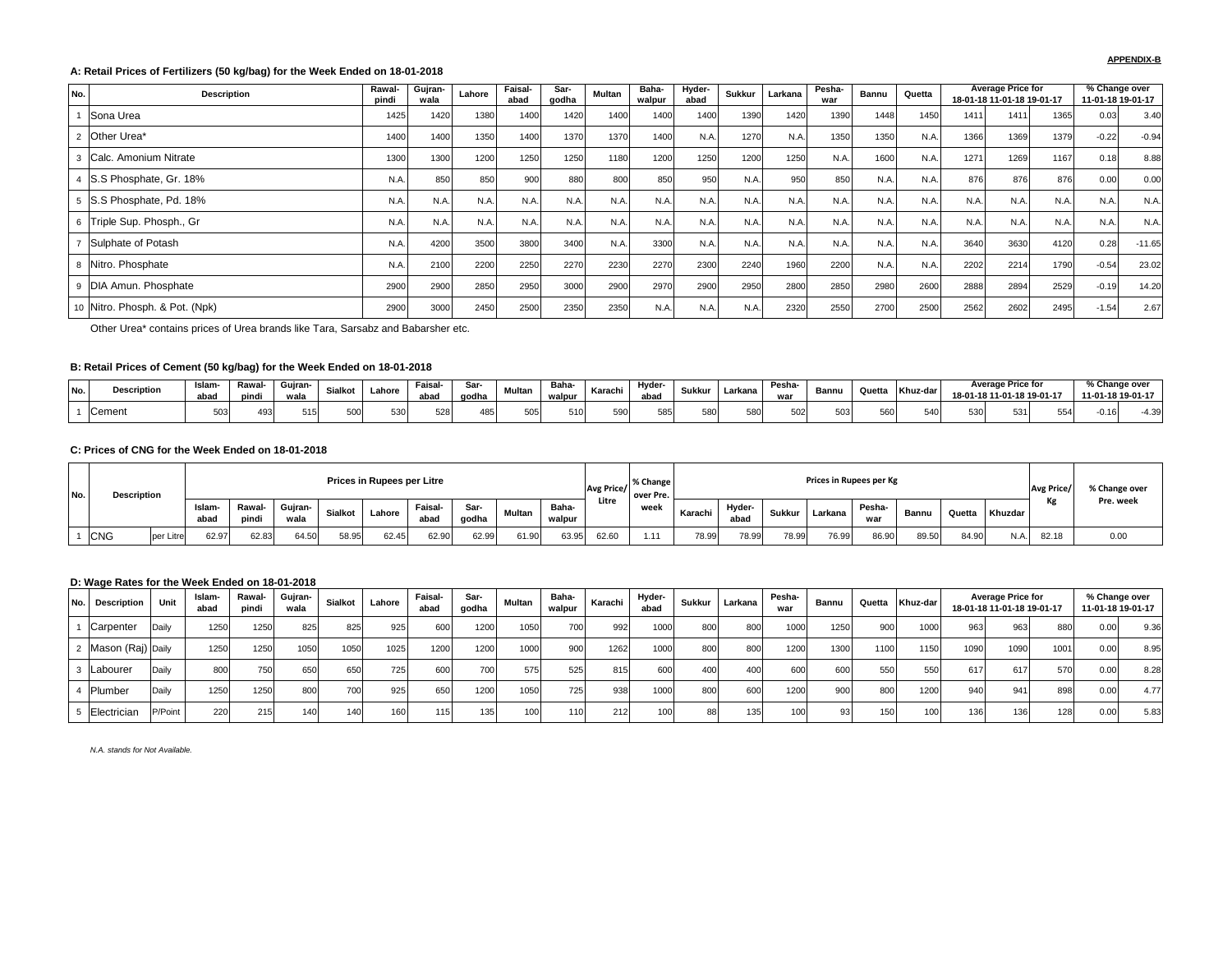**APPENDIX-B**

### A: Retail Prices of Fertilizers (50 kg/bag) for the Week Ended on 18-01-2018

| No. | Description | Rawal-pindi | Gujran-wala | Lahore | Faisal-abad | Sar-godha | Multan | Baha-walpur | Hyder-abad | Sukkur | Larkana | Pesha-war | Bannu | Quetta | Average Price for 18-01-18 | 11-01-18 | 19-01-17 | % Change over 11-01-18 | 19-01-17 |
|---|---|---|---|---|---|---|---|---|---|---|---|---|---|---|---|---|---|---|---|
| 1 | Sona Urea | 1425 | 1420 | 1380 | 1400 | 1420 | 1400 | 1400 | 1400 | 1390 | 1420 | 1390 | 1448 | 1450 | 1411 | 1411 | 1365 | 0.03 | 3.40 |
| 2 | Other Urea* | 1400 | 1400 | 1350 | 1400 | 1370 | 1370 | 1400 | N.A. | 1270 | N.A. | 1350 | 1350 | N.A. | 1366 | 1369 | 1379 | -0.22 | -0.94 |
| 3 | Calc. Amonium Nitrate | 1300 | 1300 | 1200 | 1250 | 1250 | 1180 | 1200 | 1250 | 1200 | 1250 | N.A. | 1600 | N.A. | 1271 | 1269 | 1167 | 0.18 | 8.88 |
| 4 | S.S Phosphate, Gr. 18% | N.A. | 850 | 850 | 900 | 880 | 800 | 850 | 950 | N.A. | 950 | 850 | N.A. | N.A. | 876 | 876 | 876 | 0.00 | 0.00 |
| 5 | S.S Phosphate, Pd. 18% | N.A. | N.A. | N.A. | N.A. | N.A. | N.A. | N.A. | N.A. | N.A. | N.A. | N.A. | N.A. | N.A. | N.A. | N.A. | N.A. | N.A. | N.A. |
| 6 | Triple Sup. Phosph., Gr | N.A. | N.A. | N.A. | N.A. | N.A. | N.A. | N.A. | N.A. | N.A. | N.A. | N.A. | N.A. | N.A. | N.A. | N.A. | N.A. | N.A. | N.A. |
| 7 | Sulphate of Potash | N.A. | 4200 | 3500 | 3800 | 3400 | N.A. | 3300 | N.A. | N.A. | N.A. | N.A. | N.A. | N.A. | 3640 | 3630 | 4120 | 0.28 | -11.65 |
| 8 | Nitro. Phosphate | N.A. | 2100 | 2200 | 2250 | 2270 | 2230 | 2270 | 2300 | 2240 | 1960 | 2200 | N.A. | N.A. | 2202 | 2214 | 1790 | -0.54 | 23.02 |
| 9 | DIA Amun. Phosphate | 2900 | 2900 | 2850 | 2950 | 3000 | 2900 | 2970 | 2900 | 2950 | 2800 | 2850 | 2980 | 2600 | 2888 | 2894 | 2529 | -0.19 | 14.20 |
| 10 | Nitro. Phosph. & Pot. (Npk) | 2900 | 3000 | 2450 | 2500 | 2350 | 2350 | N.A. | N.A. | N.A. | 2320 | 2550 | 2700 | 2500 | 2562 | 2602 | 2495 | -1.54 | 2.67 |

Other Urea* contains prices of Urea brands like Tara, Sarsabz and Babarsher etc.

### B: Retail Prices of Cement (50 kg/bag) for the Week Ended on 18-01-2018

| No. | Description | Islam-abad | Rawal-pindi | Gujran-wala | Sialkot | Lahore | Faisal-abad | Sar-godha | Multan | Baha-walpur | Karachi | Hyder-abad | Sukkur | Larkana | Pesha-war | Bannu | Quetta | Khuz-dar | Average Price for 18-01-18 | 11-01-18 | 19-01-17 | % Change over 11-01-18 | 19-01-17 |
|---|---|---|---|---|---|---|---|---|---|---|---|---|---|---|---|---|---|---|---|---|---|---|---|
| 1 | Cement | 503 | 493 | 515 | 500 | 530 | 528 | 485 | 505 | 510 | 590 | 585 | 580 | 580 | 502 | 503 | 560 | 540 | 530 | 531 | 554 | -0.16 | -4.39 |

### C: Prices of CNG for the Week Ended on 18-01-2018

| No. | Description | | Prices in Rupees per Litre | | | | | | | | | Avg Price/ Litre | % Change over Pre. week | Prices in Rupees per Kg | | | | | | | | Avg Price/ Kg | % Change over Pre. week |
|---|---|---|---|---|---|---|---|---|---|---|---|---|---|---|---|---|---|---|---|---|---|---|---|
| | | | Islam-abad | Rawal-pindi | Gujran-wala | Sialkot | Lahore | Faisal-abad | Sar-godha | Multan | Baha-walpur | | | Karachi | Hyder-abad | Sukkur | Larkana | Pesha-war | Bannu | Quetta | Khuzdar | | |
| 1 | CNG | per Litre | 62.97 | 62.83 | 64.50 | 58.95 | 62.45 | 62.90 | 62.99 | 61.90 | 63.95 | 62.60 | 1.11 | 78.99 | 78.99 | 78.99 | 76.99 | 86.90 | 89.50 | 84.90 | N.A. | 82.18 | 0.00 |

### D: Wage Rates for the Week Ended on 18-01-2018

| No. | Description | Unit | Islam-abad | Rawal-pindi | Gujran-wala | Sialkot | Lahore | Faisal-abad | Sar-godha | Multan | Baha-walpur | Karachi | Hyder-abad | Sukkur | Larkana | Pesha-war | Bannu | Quetta | Khuz-dar | Average Price for 18-01-18 | 11-01-18 | 19-01-17 | % Change over 11-01-18 | 19-01-17 |
|---|---|---|---|---|---|---|---|---|---|---|---|---|---|---|---|---|---|---|---|---|---|---|---|---|
| 1 | Carpenter | Daily | 1250 | 1250 | 825 | 825 | 925 | 600 | 1200 | 1050 | 700 | 992 | 1000 | 800 | 800 | 1000 | 1250 | 900 | 1000 | 963 | 963 | 880 | 0.00 | 9.36 |
| 2 | Mason (Raj) | Daily | 1250 | 1250 | 1050 | 1050 | 1025 | 1200 | 1200 | 1000 | 900 | 1262 | 1000 | 800 | 800 | 1200 | 1300 | 1100 | 1150 | 1090 | 1090 | 1001 | 0.00 | 8.95 |
| 3 | Labourer | Daily | 800 | 750 | 650 | 650 | 725 | 600 | 700 | 575 | 525 | 815 | 600 | 400 | 400 | 600 | 600 | 550 | 550 | 617 | 617 | 570 | 0.00 | 8.28 |
| 4 | Plumber | Daily | 1250 | 1250 | 800 | 700 | 925 | 650 | 1200 | 1050 | 725 | 938 | 1000 | 800 | 600 | 1200 | 900 | 800 | 1200 | 940 | 941 | 898 | 0.00 | 4.77 |
| 5 | Electrician | P/Point | 220 | 215 | 140 | 140 | 160 | 115 | 135 | 100 | 110 | 212 | 100 | 88 | 135 | 100 | 93 | 150 | 100 | 136 | 136 | 128 | 0.00 | 5.83 |

*N.A. stands for Not Available.*